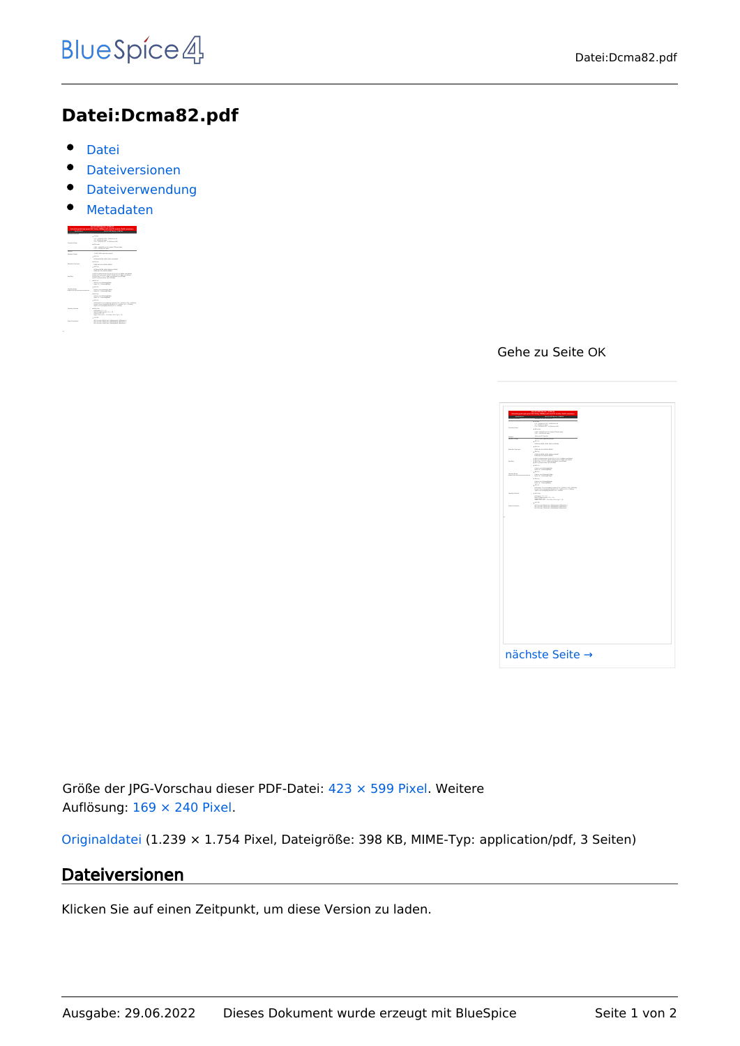# Datei:Dcma82.pdf

- Datei
- Dateiversionen
- Dateiverwendung
- Metadaten

Gehe zu Seite OK

nächste Seite →

Größe der JPG-Vorschau dieser PDF-Datei: 423 × 599 Pixel. Weitere Auflösung: 169 × 240 Pixel.

Originaldatei (1.239 × 1.754 Pixel, Dateigröße: 398 KB, MIME-Typ: application/pdf, 3 Seiten)

## Dateiversionen

Klicken Sie auf einen Zeitpunkt, um diese Version zu laden.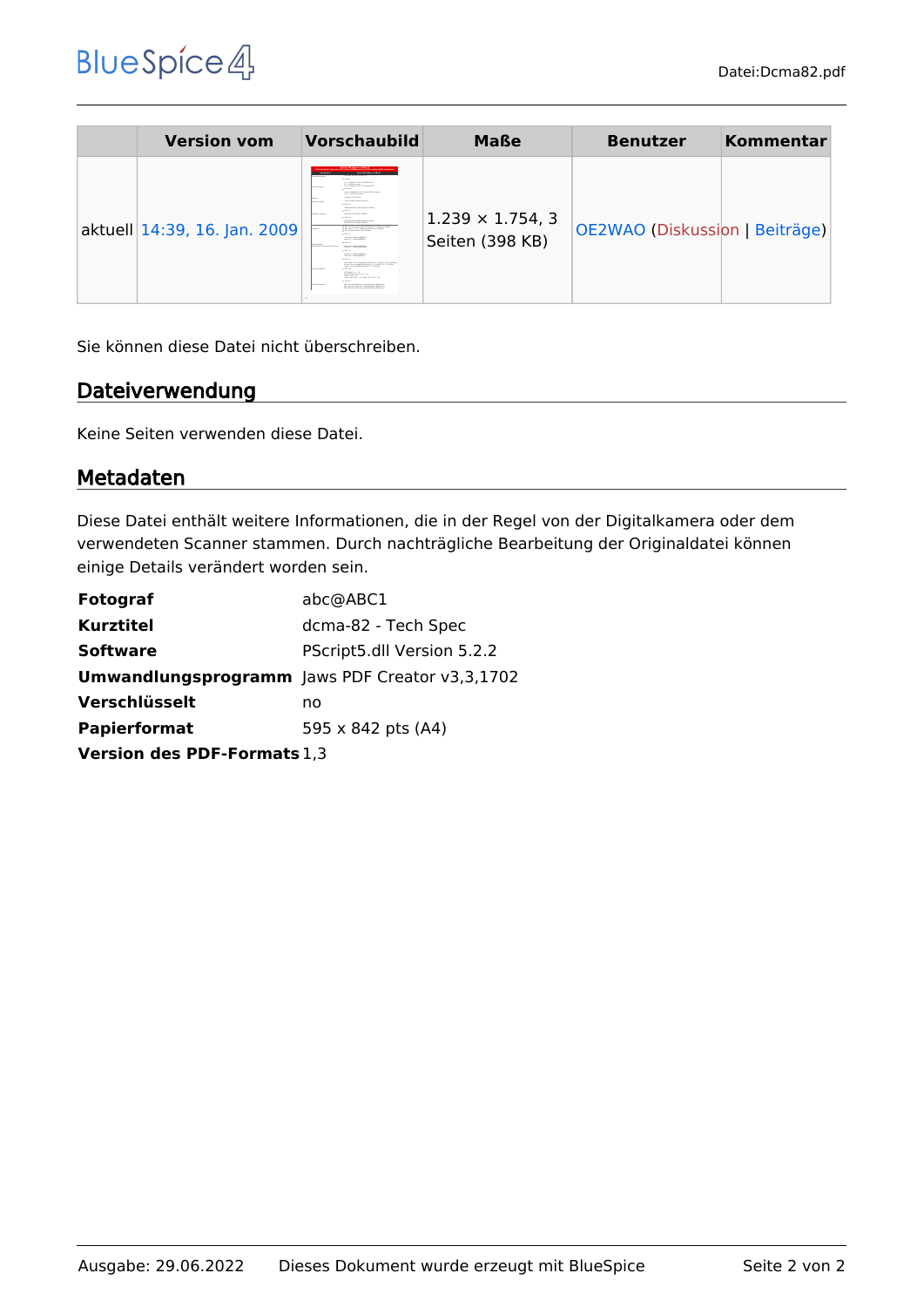| | Version vom | Vorschaubild | Maße | Benutzer | Kommentar |
|---|---|---|---|---|---|
| aktuell | 14:39, 16. Jan. 2009 | | 1.239 × 1.754, 3 Seiten (398 KB) | OE2WAO (Diskussion \| Beiträge) | |

Sie können diese Datei nicht überschreiben.

## Dateiverwendung

Keine Seiten verwenden diese Datei.

## Metadaten

Diese Datei enthält weitere Informationen, die in der Regel von der Digitalkamera oder dem verwendeten Scanner stammen. Durch nachträgliche Bearbeitung der Originaldatei können einige Details verändert worden sein.

| | |
|---|---|
| **Fotograf** | abc@ABC1 |
| **Kurztitel** | dcma-82 - Tech Spec |
| **Software** | PScript5.dll Version 5.2.2 |
| **Umwandlungsprogramm** | Jaws PDF Creator v3,3,1702 |
| **Verschlüsselt** | no |
| **Papierformat** | 595 x 842 pts (A4) |
| **Version des PDF-Formats** | 1,3 |